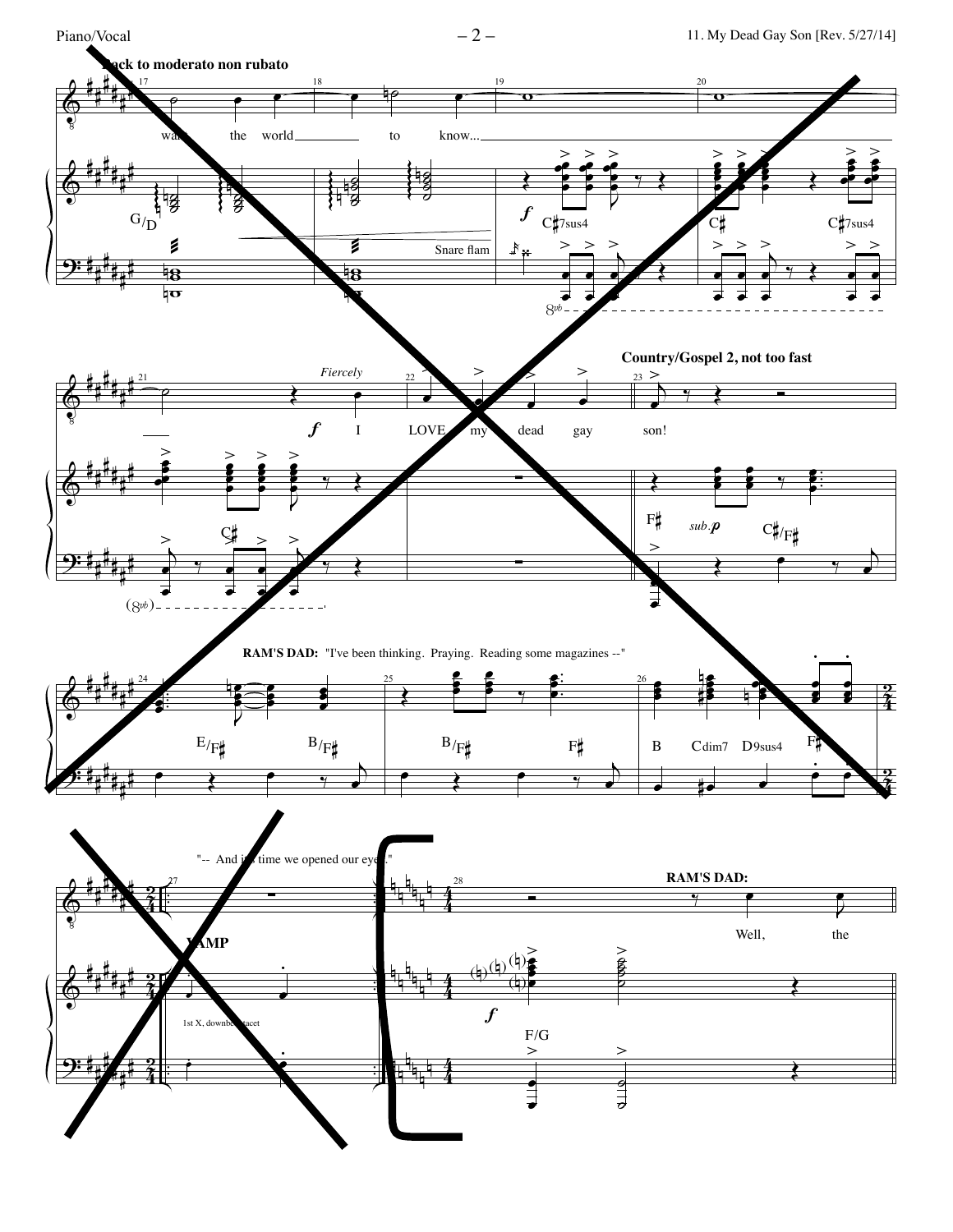**Back to moderato non rubato**

want the world to know...

G/D

Snare flam

*f* C♯7sus4 C♯ C♯7sus4

8vb

*Fiercely*

*f* I LOVE my dead gay son!

**Country/Gospel 2, not too fast**

C♯

(8vb)

F♯ *sub.* ***p*** C♯/F♯

**RAM'S DAD:** "I've been thinking. Praying. Reading some magazines --"

E/F♯ B/F♯ B/F♯ F♯ B C dim7 D9sus4 F♯

"-- And it's time we opened our eyes."

**VAMP**

1st X, downbeat tacet

**RAM'S DAD:**

Well, the

*f*

F/G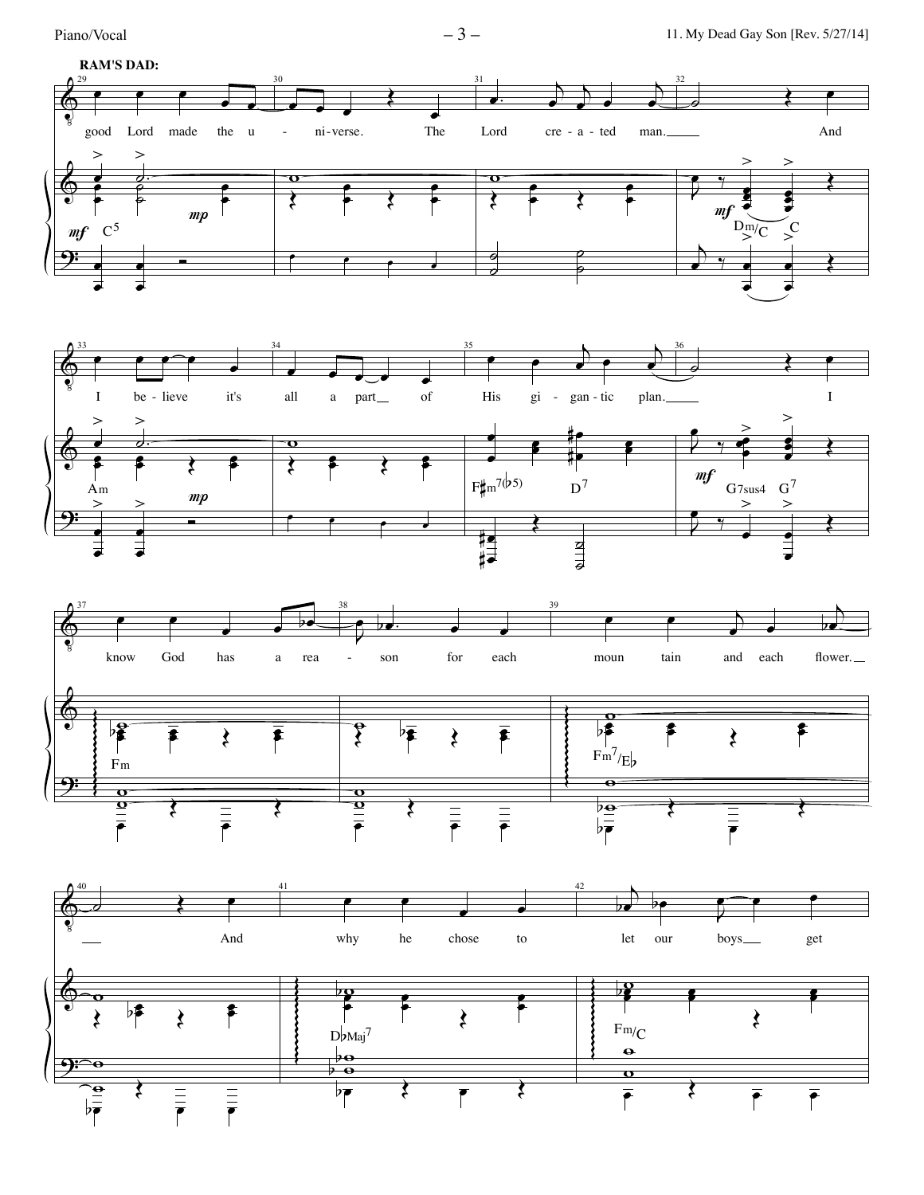**RAM'S DAD:**

good Lord made the u - ni-verse. The Lord cre - a - ted man. And

I be - lieve it's all a part of His gi - gan - tic plan. I

know God has a rea - son for each moun tain and each flower.

And why he chose to let our boys get

C5 — Dm/C — C — Am — F♯m7(♭5) — D7 — G7sus4 — G7 — Fm — Fm7/E♭ — D♭Maj7 — Fm/C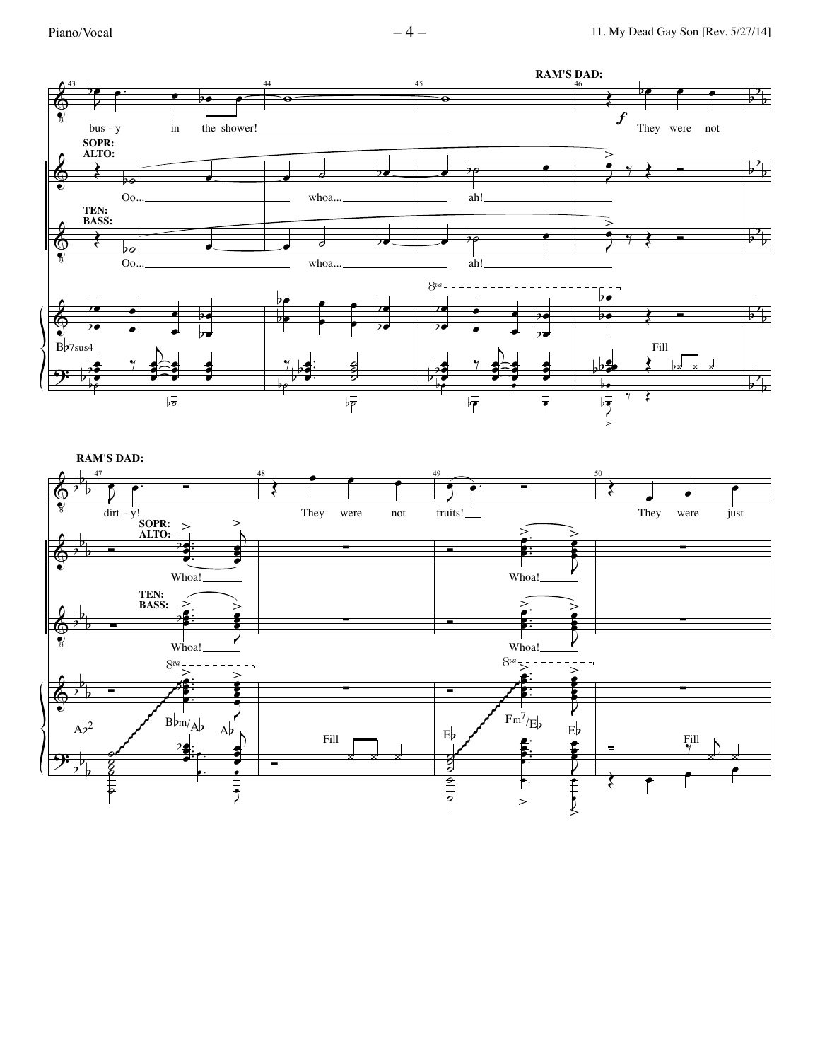**RAM'S DAD:**

bus - y in the showr! ... They were not

**SOPR: ALTO:** Oo... whoa... ah!

**TEN: BASS:** Oo... whoa... ah!

B♭7sus4 — Fill

**RAM'S DAD:**

dirt - y! They were not fruits! They were just

**SOPR: ALTO:** Whoa! Whoa!

**TEN: BASS:** Whoa! Whoa!

A♭2 — B♭m/A♭ — A♭ — Fill — E♭ — Fm7/E♭ — E♭ — Fill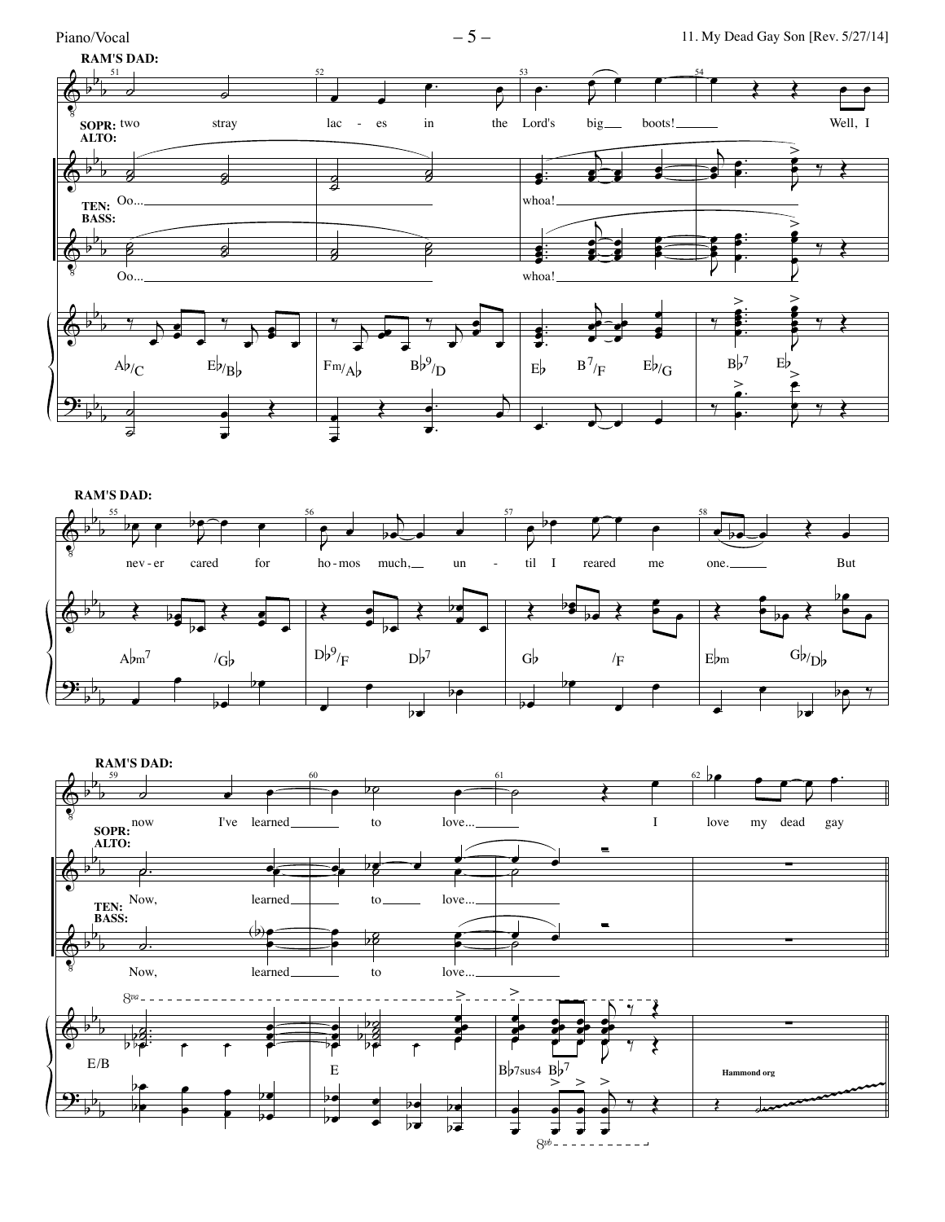**RAM'S DAD:**

51 two stray 52 lac - es in the 53 Lord's big boots! 54 Well, I

**SOPR: ALTO:** Oo... whoa!

**TEN: BASS:** Oo... whoa!

A♭/C  E♭/B♭  Fm/A♭  B♭9/D  E♭  B7/F  E♭/G  B♭7  E♭

**RAM'S DAD:**

55 nev - er cared for 56 ho - mos much, un - 57 til I reared me 58 one. But

A♭m7  /G♭  D♭9/F  D♭7  G♭  /F  E♭m  G♭/D♭

**RAM'S DAD:**

59 now I've learned 60 to 61 love... I 62 love my dead gay

**SOPR: ALTO:** Now, learned to love...

**TEN: BASS:** Now, learned to love...

8va

E/B  E  B♭7sus4  B♭7

8vb

Hammond org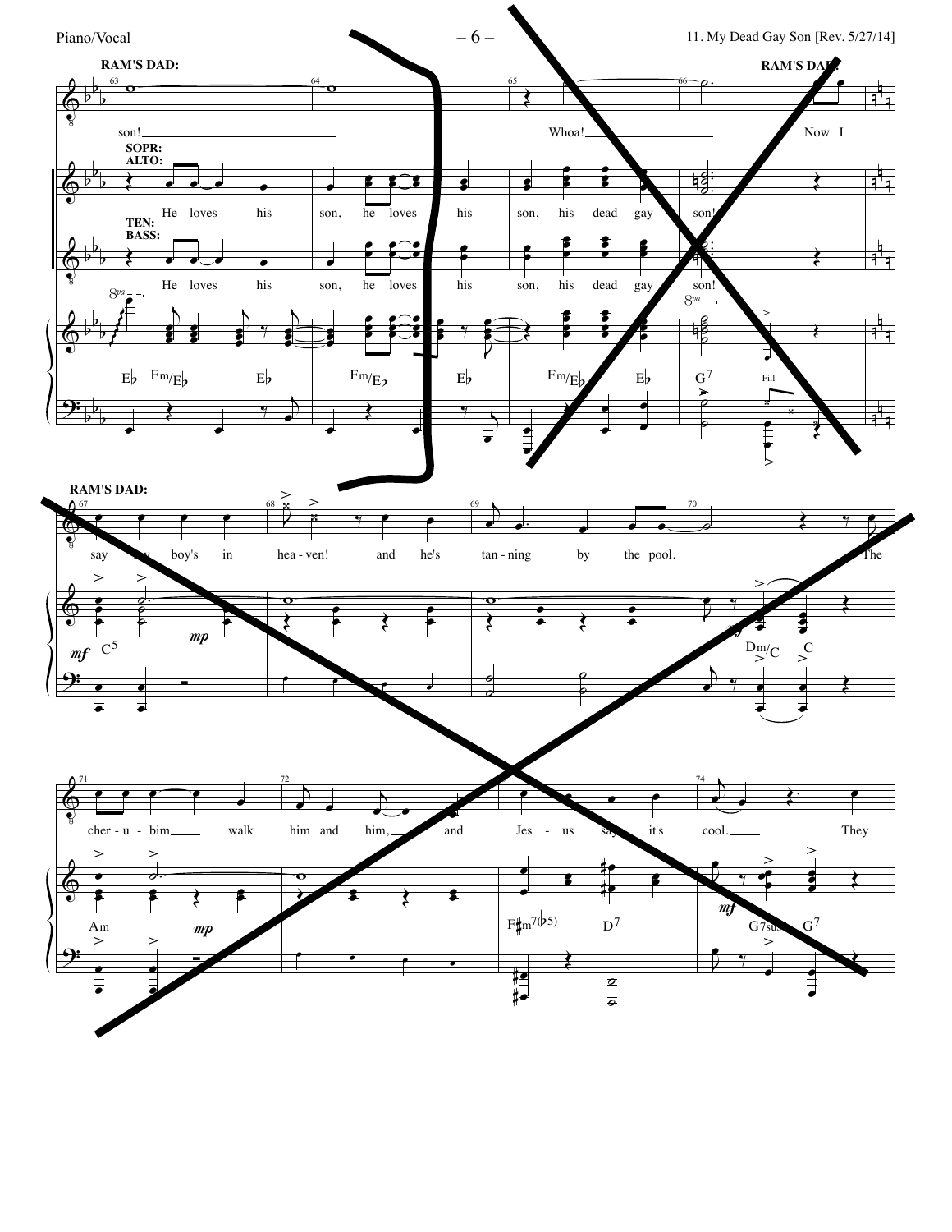RAM'S DAD:

son! Whoa! Now I

SOPR:
ALTO:

He loves his son, he loves his son, his dead gay son!

TEN:
BASS:

He loves his son, he loves his son, his dead gay son!

E♭ Fm/E♭ E♭ Fm/E♭ E♭ Fm/E♭ E♭ G7 Fill

RAM'S DAD:

say my boy's in hea - ven! and he's tan - ning by the pool. The

mf C5 mp Dm/C C

cher - u - bim walk him and him, and Jes - us says it's cool. They

Am mp F♯m7(♭5) D7 mf G7sus G7